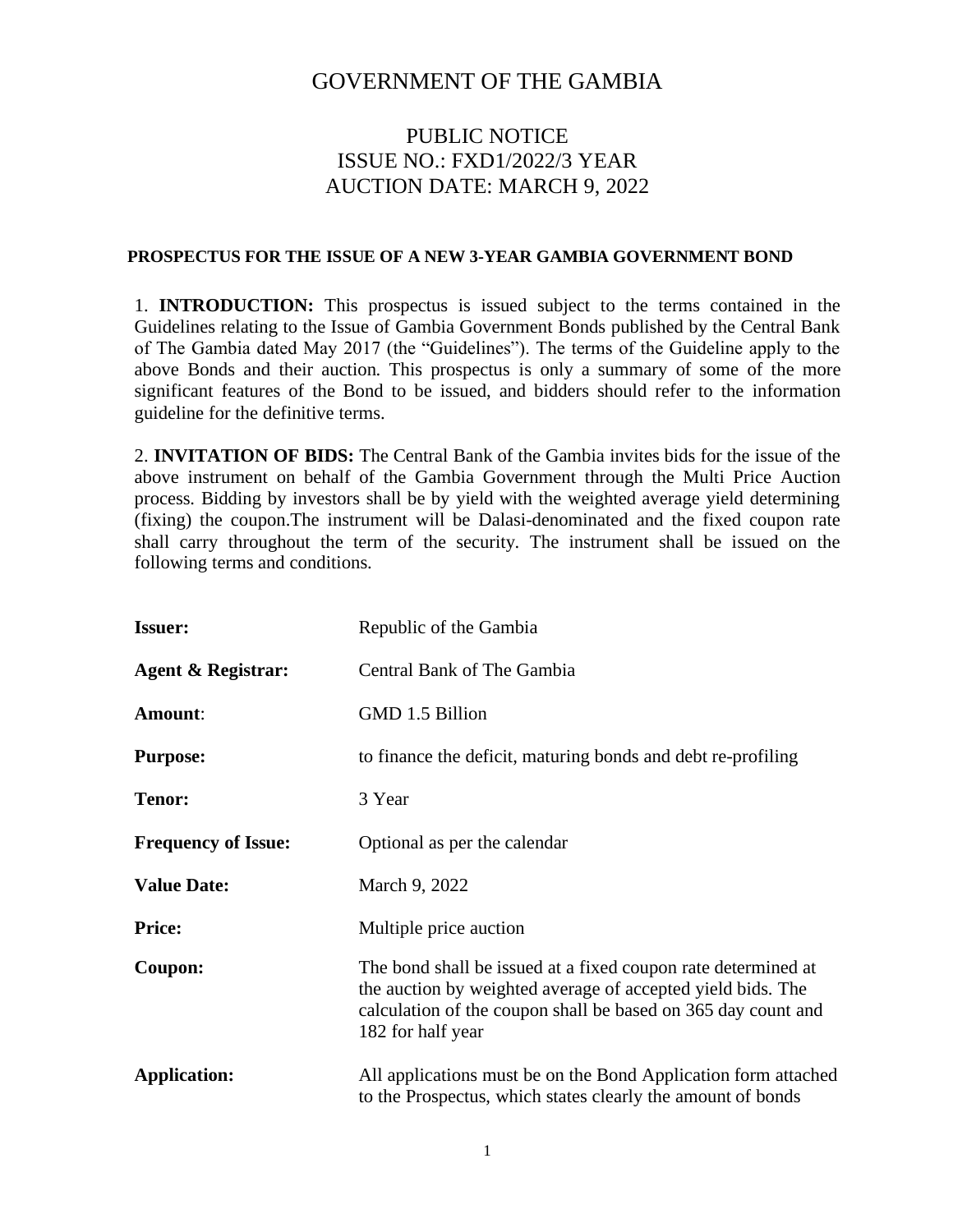# GOVERNMENT OF THE GAMBIA

## PUBLIC NOTICE
## ISSUE NO.: FXD1/2022/3 YEAR
## AUCTION DATE: MARCH 9, 2022

**PROSPECTUS FOR THE ISSUE OF A NEW 3-YEAR GAMBIA GOVERNMENT BOND**

1. **INTRODUCTION:** This prospectus is issued subject to the terms contained in the Guidelines relating to the Issue of Gambia Government Bonds published by the Central Bank of The Gambia dated May 2017 (the "Guidelines"). The terms of the Guideline apply to the above Bonds and their auction. This prospectus is only a summary of some of the more significant features of the Bond to be issued, and bidders should refer to the information guideline for the definitive terms.

2. **INVITATION OF BIDS:** The Central Bank of the Gambia invites bids for the issue of the above instrument on behalf of the Gambia Government through the Multi Price Auction process. Bidding by investors shall be by yield with the weighted average yield determining (fixing) the coupon.The instrument will be Dalasi-denominated and the fixed coupon rate shall carry throughout the term of the security. The instrument shall be issued on the following terms and conditions.

| | |
|---|---|
| **Issuer:** | Republic of the Gambia |
| **Agent & Registrar:** | Central Bank of The Gambia |
| **Amount**: | GMD 1.5 Billion |
| **Purpose:** | to finance the deficit, maturing bonds and debt re-profiling |
| **Tenor:** | 3 Year |
| **Frequency of Issue:** | Optional as per the calendar |
| **Value Date:** | March 9, 2022 |
| **Price:** | Multiple price auction |
| **Coupon:** | The bond shall be issued at a fixed coupon rate determined at the auction by weighted average of accepted yield bids. The calculation of the coupon shall be based on 365 day count and 182 for half year |
| **Application:** | All applications must be on the Bond Application form attached to the Prospectus, which states clearly the amount of bonds |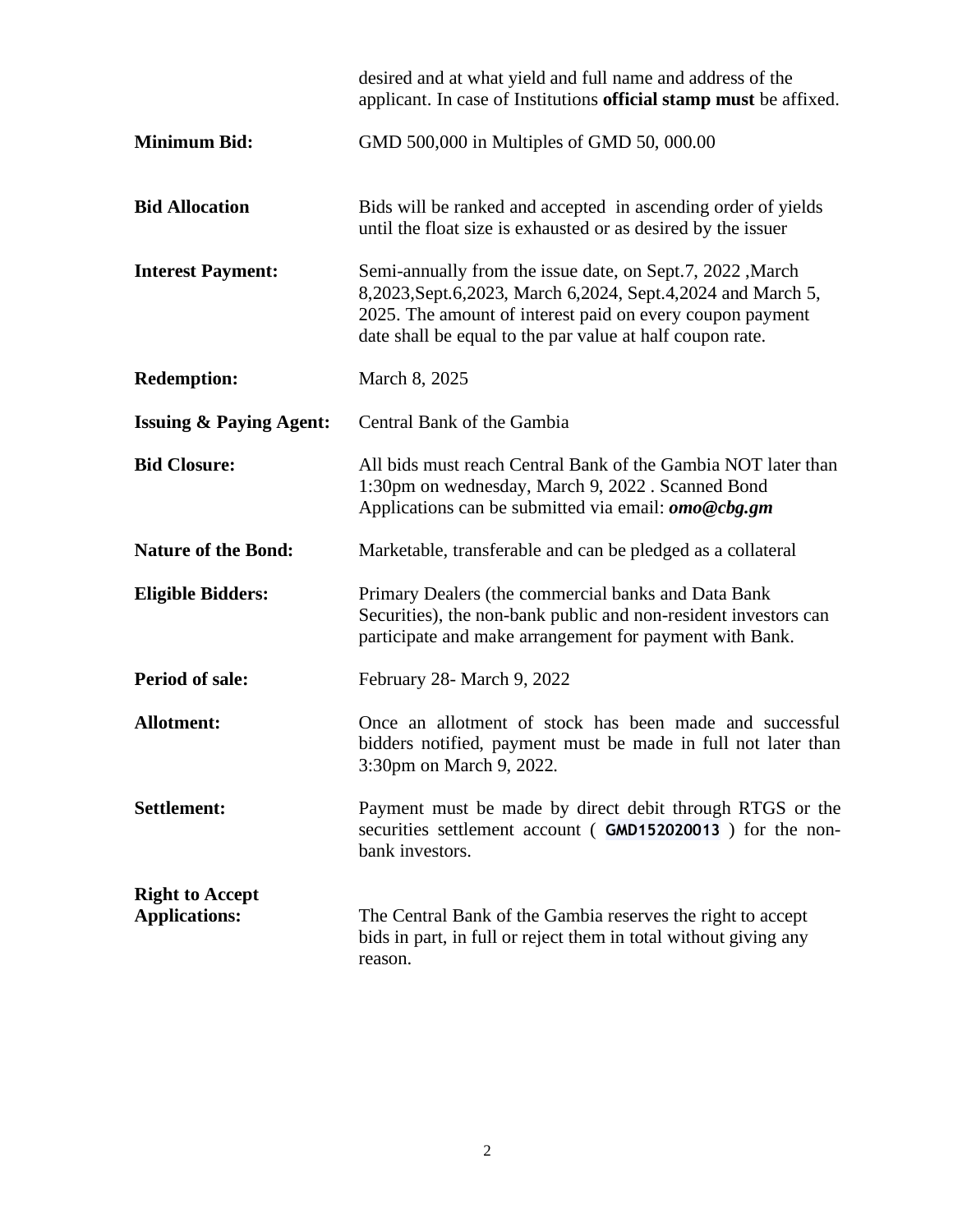desired and at what yield and full name and address of the applicant. In case of Institutions **official stamp must** be affixed.

| | |
|---|---|
| **Minimum Bid:** | GMD 500,000 in Multiples of GMD 50, 000.00 |
| **Bid Allocation** | Bids will be ranked and accepted in ascending order of yields until the float size is exhausted or as desired by the issuer |
| **Interest Payment:** | Semi-annually from the issue date, on Sept.7, 2022 ,March 8,2023,Sept.6,2023, March 6,2024, Sept.4,2024 and March 5, 2025. The amount of interest paid on every coupon payment date shall be equal to the par value at half coupon rate. |
| **Redemption:** | March 8, 2025 |
| **Issuing & Paying Agent:** | Central Bank of the Gambia |
| **Bid Closure:** | All bids must reach Central Bank of the Gambia NOT later than 1:30pm on wednesday, March 9, 2022 . Scanned Bond Applications can be submitted via email: ***omo@cbg.gm*** |
| **Nature of the Bond:** | Marketable, transferable and can be pledged as a collateral |
| **Eligible Bidders:** | Primary Dealers (the commercial banks and Data Bank Securities), the non-bank public and non-resident investors can participate and make arrangement for payment with Bank. |
| **Period of sale:** | February 28- March 9, 2022 |
| **Allotment:** | Once an allotment of stock has been made and successful bidders notified, payment must be made in full not later than 3:30pm on March 9, 2022. |
| **Settlement:** | Payment must be made by direct debit through RTGS or the securities settlement account ( **GMD152020013** ) for the non-bank investors. |
| **Right to Accept Applications:** | The Central Bank of the Gambia reserves the right to accept bids in part, in full or reject them in total without giving any reason. |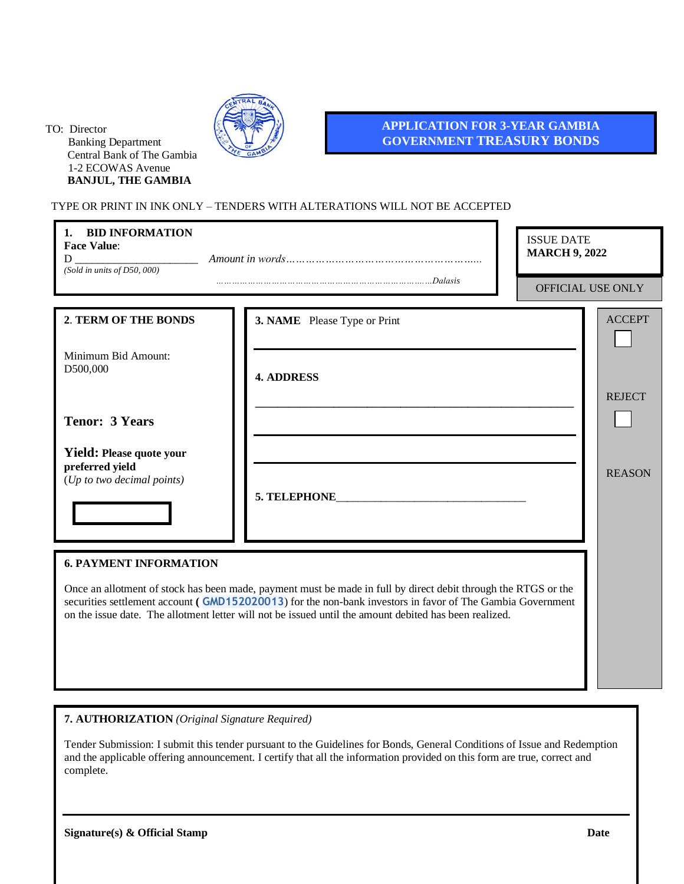TO: Director
Banking Department
Central Bank of The Gambia
1-2 ECOWAS Avenue
**BANJUL, THE GAMBIA**

## APPLICATION FOR 3-YEAR GAMBIA GOVERNMENT TREASURY BONDS

TYPE OR PRINT IN INK ONLY – TENDERS WITH ALTERATIONS WILL NOT BE ACCEPTED

**1. BID INFORMATION**
**Face Value**:
D ______________________ *Amount in words*…………………………………………………..
*(Sold in units of D50, 000)*
*……………………………………………………………………Dalasis*

ISSUE DATE
**MARCH 9, 2022**

OFFICIAL USE ONLY

**2. TERM OF THE BONDS**

Minimum Bid Amount:
D500,000

**Tenor: 3 Years**

**Yield: Please quote your preferred yield**
(*Up to two decimal points)*

**3. NAME** Please Type or Print

______________________________

**4. ADDRESS**

______________________________

______________________________

______________________________

**5. TELEPHONE**__________________________________

ACCEPT ☐

REJECT ☐

REASON

**6. PAYMENT INFORMATION**

Once an allotment of stock has been made, payment must be made in full by direct debit through the RTGS or the securities settlement account **(** GMD152020013) for the non-bank investors in favor of The Gambia Government on the issue date. The allotment letter will not be issued until the amount debited has been realized.

**7. AUTHORIZATION** *(Original Signature Required)*

Tender Submission: I submit this tender pursuant to the Guidelines for Bonds, General Conditions of Issue and Redemption and the applicable offering announcement. I certify that all the information provided on this form are true, correct and complete.

______________________________

**Signature(s) & Official Stamp** **Date**